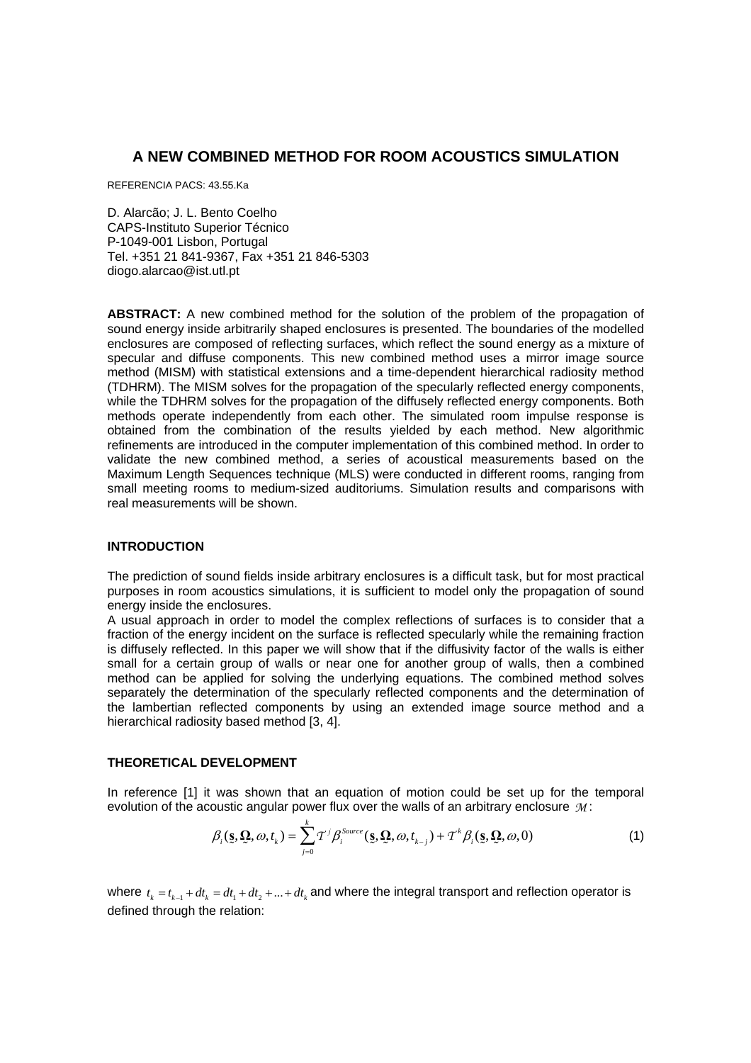# A NEW COMBINED METHOD FOR ROOM ACOUSTICS SIMULATION

REFERENCIA PACS: 43.55.Ka

D. Alarcão; J. L. Bento Coelho
CAPS-Instituto Superior Técnico
P-1049-001 Lisbon, Portugal
Tel. +351 21 841-9367, Fax +351 21 846-5303
diogo.alarcao@ist.utl.pt

**ABSTRACT:** A new combined method for the solution of the problem of the propagation of sound energy inside arbitrarily shaped enclosures is presented. The boundaries of the modelled enclosures are composed of reflecting surfaces, which reflect the sound energy as a mixture of specular and diffuse components. This new combined method uses a mirror image source method (MISM) with statistical extensions and a time-dependent hierarchical radiosity method (TDHRM). The MISM solves for the propagation of the specularly reflected energy components, while the TDHRM solves for the propagation of the diffusely reflected energy components. Both methods operate independently from each other. The simulated room impulse response is obtained from the combination of the results yielded by each method. New algorithmic refinements are introduced in the computer implementation of this combined method. In order to validate the new combined method, a series of acoustical measurements based on the Maximum Length Sequences technique (MLS) were conducted in different rooms, ranging from small meeting rooms to medium-sized auditoriums. Simulation results and comparisons with real measurements will be shown.

## INTRODUCTION

The prediction of sound fields inside arbitrary enclosures is a difficult task, but for most practical purposes in room acoustics simulations, it is sufficient to model only the propagation of sound energy inside the enclosures.

A usual approach in order to model the complex reflections of surfaces is to consider that a fraction of the energy incident on the surface is reflected specularly while the remaining fraction is diffusely reflected. In this paper we will show that if the diffusivity factor of the walls is either small for a certain group of walls or near one for another group of walls, then a combined method can be applied for solving the underlying equations. The combined method solves separately the determination of the specularly reflected components and the determination of the lambertian reflected components by using an extended image source method and a hierarchical radiosity based method [3, 4].

## THEORETICAL DEVELOPMENT

In reference [1] it was shown that an equation of motion could be set up for the temporal evolution of the acoustic angular power flux over the walls of an arbitrary enclosure $\mathcal{M}$:

$$\beta_i(\underset{\sim}{\mathbf{s}}, \underset{\sim}{\mathbf{\Omega}}, \omega, t_k) = \sum_{j=0}^{k} \mathcal{T}^j \beta_i^{Source}(\underset{\sim}{\mathbf{s}}, \underset{\sim}{\mathbf{\Omega}}, \omega, t_{k-j}) + \mathcal{T}^k \beta_i(\underset{\sim}{\mathbf{s}}, \underset{\sim}{\mathbf{\Omega}}, \omega, 0) \tag{1}$$

where $t_k = t_{k-1} + dt_k = dt_1 + dt_2 + ... + dt_k$ and where the integral transport and reflection operator is defined through the relation: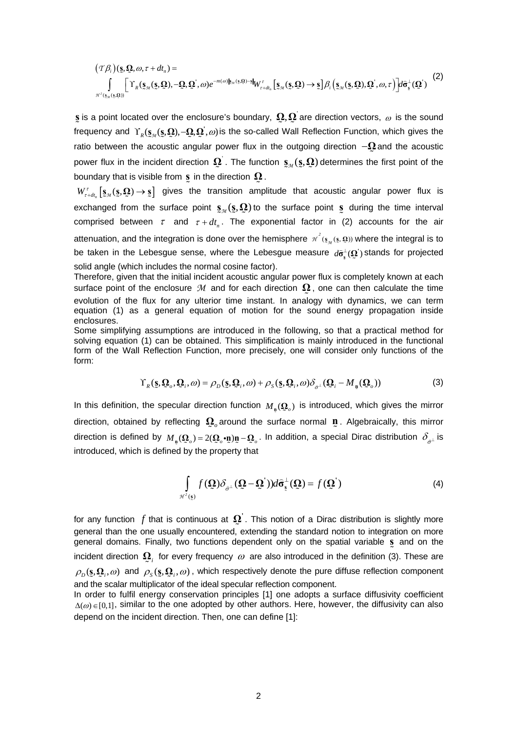$$\begin{aligned}
&(\mathcal{T}\beta_i)(\underset{\sim}{\mathbf{s}},\underset{\sim}{\mathbf{\Omega}},\omega,\tau+dt_n)= \\
&\int\limits_{\mathcal{H}^2(\underset{\sim}{\mathbf{s}}_{\mathcal{M}}(\underset{\sim}{\mathbf{s}},\underset{\sim}{\mathbf{\Omega}}))}\Big[\Upsilon_R(\underset{\sim}{\mathbf{s}}_{\mathcal{M}}(\underset{\sim}{\mathbf{s}},\underset{\sim}{\mathbf{\Omega}}),-\underset{\sim}{\mathbf{\Omega}},\underset{\sim}{\mathbf{\Omega}}^{'},\omega)e^{-m(\omega)\|\underset{\sim}{\mathbf{s}}_{\mathcal{M}}(\underset{\sim}{\mathbf{s}},\underset{\sim}{\mathbf{\Omega}})-\underset{\sim}{\mathbf{s}}\|}W^{\tau}_{\tau+dt_n}\big[\underset{\sim}{\mathbf{s}}_{\mathcal{M}}(\underset{\sim}{\mathbf{s}},\underset{\sim}{\mathbf{\Omega}})\rightarrow\underset{\sim}{\mathbf{s}}\big]\beta_i\big(\underset{\sim}{\mathbf{s}}_{\mathcal{M}}(\underset{\sim}{\mathbf{s}},\underset{\sim}{\mathbf{\Omega}}),\underset{\sim}{\mathbf{\Omega}}^{'},\omega,\tau\big)\Big]d\bar{\boldsymbol{\sigma}}^{\perp}_{\underset{\sim}{\mathbf{s}}}(\underset{\sim}{\mathbf{\Omega}}^{'})
\end{aligned} \tag{2}$$

$\underset{\sim}{\mathbf{s}}$ is a point located over the enclosure's boundary, $\underset{\sim}{\mathbf{\Omega}},\underset{\sim}{\mathbf{\Omega}}^{'}$ are direction vectors, $\omega$ is the sound frequency and $\Upsilon_R(\underset{\sim}{\mathbf{s}}_{\mathcal{M}}(\underset{\sim}{\mathbf{s}},\underset{\sim}{\mathbf{\Omega}}),-\underset{\sim}{\mathbf{\Omega}},\underset{\sim}{\mathbf{\Omega}}^{'},\omega)$ is the so-called Wall Reflection Function, which gives the ratio between the acoustic angular power flux in the outgoing direction $-\underset{\sim}{\mathbf{\Omega}}$ and the acoustic power flux in the incident direction $\underset{\sim}{\mathbf{\Omega}}^{'}$. The function $\underset{\sim}{\mathbf{s}}_{\mathcal{M}}(\underset{\sim}{\mathbf{s}},\underset{\sim}{\mathbf{\Omega}})$ determines the first point of the boundary that is visible from $\underset{\sim}{\mathbf{s}}$ in the direction $\underset{\sim}{\mathbf{\Omega}}$.

$W^{\tau}_{\tau+dt_n}\big[\underset{\sim}{\mathbf{s}}_{\mathcal{M}}(\underset{\sim}{\mathbf{s}},\underset{\sim}{\mathbf{\Omega}})\rightarrow\underset{\sim}{\mathbf{s}}\big]$ gives the transition amplitude that acoustic angular power flux is exchanged from the surface point $\underset{\sim}{\mathbf{s}}_{\mathcal{M}}(\underset{\sim}{\mathbf{s}},\underset{\sim}{\mathbf{\Omega}})$ to the surface point $\underset{\sim}{\mathbf{s}}$ during the time interval comprised between $\tau$ and $\tau+dt_n$. The exponential factor in (2) accounts for the air attenuation, and the integration is done over the hemisphere $\mathcal{H}^2(\underset{\sim}{\mathbf{s}}_{\mathcal{M}}(\underset{\sim}{\mathbf{s}},\underset{\sim}{\mathbf{\Omega}}))$ where the integral is to be taken in the Lebesgue sense, where the Lebesgue measure $d\bar{\boldsymbol{\sigma}}^{\perp}_{\underset{\sim}{\mathbf{s}}}(\underset{\sim}{\mathbf{\Omega}}^{'})$ stands for projected solid angle (which includes the normal cosine factor).

Therefore, given that the initial incident acoustic angular power flux is completely known at each surface point of the enclosure $\mathcal{M}$ and for each direction $\underset{\sim}{\mathbf{\Omega}}$, one can then calculate the time evolution of the flux for any ulterior time instant. In analogy with dynamics, we can term equation (1) as a general equation of motion for the sound energy propagation inside enclosures.

Some simplifying assumptions are introduced in the following, so that a practical method for solving equation (1) can be obtained. This simplification is mainly introduced in the functional form of the Wall Reflection Function, more precisely, one will consider only functions of the form:

$$\Upsilon_R(\underset{\sim}{\mathbf{s}},\underset{\sim}{\mathbf{\Omega}}_o,\underset{\sim}{\mathbf{\Omega}}_i,\omega)=\rho_D(\underset{\sim}{\mathbf{s}},\underset{\sim}{\mathbf{\Omega}}_i,\omega)+\rho_S(\underset{\sim}{\mathbf{s}},\underset{\sim}{\mathbf{\Omega}}_i,\omega)\delta_{\hat{\sigma}^{\perp}}(\underset{\sim}{\mathbf{\Omega}}_i-M_{\underset{\sim}{\mathbf{n}}}(\underset{\sim}{\mathbf{\Omega}}_o)) \tag{3}$$

In this definition, the specular direction function $M_{\underset{\sim}{\mathbf{n}}}(\underset{\sim}{\mathbf{\Omega}}_o)$ is introduced, which gives the mirror direction, obtained by reflecting $\underset{\sim}{\mathbf{\Omega}}_o$ around the surface normal $\underset{\sim}{\mathbf{n}}$. Algebraically, this mirror direction is defined by $M_{\underset{\sim}{\mathbf{n}}}(\underset{\sim}{\mathbf{\Omega}}_o)=2(\underset{\sim}{\mathbf{\Omega}}_o\bullet\underset{\sim}{\mathbf{n}})\underset{\sim}{\mathbf{n}}-\underset{\sim}{\mathbf{\Omega}}_o$. In addition, a special Dirac distribution $\delta_{\hat{\sigma}^{\perp}}$ is introduced, which is defined by the property that

$$\int\limits_{\mathcal{H}^2(\underset{\sim}{\mathbf{s}})} f(\underset{\sim}{\mathbf{\Omega}})\delta_{\hat{\sigma}^{\perp}}(\underset{\sim}{\mathbf{\Omega}}-\underset{\sim}{\mathbf{\Omega}}^{'})d\hat{\boldsymbol{\sigma}}^{\perp}_{\underset{\sim}{\mathbf{s}}}(\underset{\sim}{\mathbf{\Omega}})=f(\underset{\sim}{\mathbf{\Omega}}^{'}) \tag{4}$$

for any function $f$ that is continuous at $\underset{\sim}{\mathbf{\Omega}}^{'}$. This notion of a Dirac distribution is slightly more general than the one usually encountered, extending the standard notion to integration on more general domains. Finally, two functions dependent only on the spatial variable $\underset{\sim}{\mathbf{s}}$ and on the incident direction $\underset{\sim}{\mathbf{\Omega}}_i$ for every frequency $\omega$ are also introduced in the definition (3). These are $\rho_D(\underset{\sim}{\mathbf{s}},\underset{\sim}{\mathbf{\Omega}}_i,\omega)$ and $\rho_S(\underset{\sim}{\mathbf{s}},\underset{\sim}{\mathbf{\Omega}}_i,\omega)$, which respectively denote the pure diffuse reflection component and the scalar multiplicator of the ideal specular reflection component.

In order to fulfil energy conservation principles [1] one adopts a surface diffusivity coefficient $\Delta(\omega)\in[0,1]$, similar to the one adopted by other authors. Here, however, the diffusivity can also depend on the incident direction. Then, one can define [1]: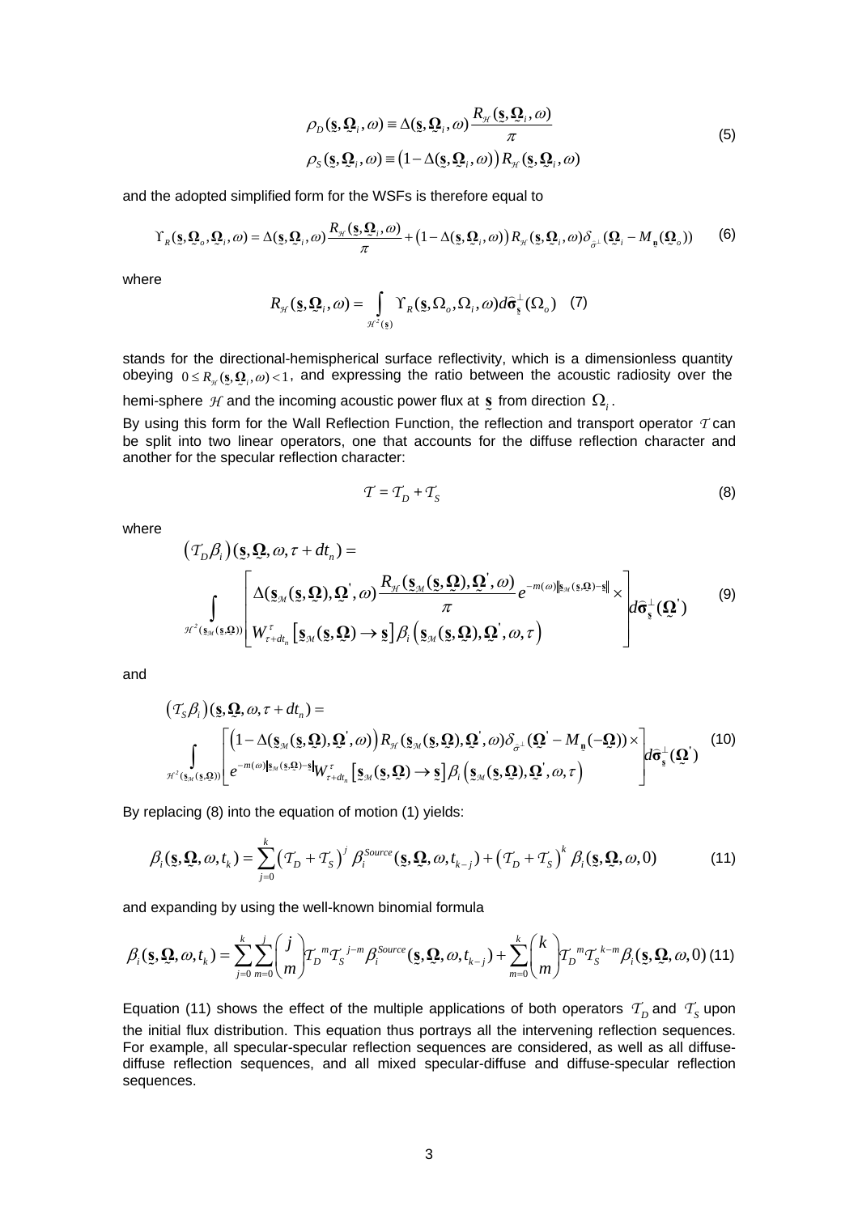$$
\begin{aligned}
\rho_D(\underset{\sim}{\mathbf{s}}, \underset{\sim}{\mathbf{\Omega}}_i, \omega) &\equiv \Delta(\underset{\sim}{\mathbf{s}}, \underset{\sim}{\mathbf{\Omega}}_i, \omega) \frac{R_{\mathcal{H}}(\underset{\sim}{\mathbf{s}}, \underset{\sim}{\mathbf{\Omega}}_i, \omega)}{\pi} \\
\rho_S(\underset{\sim}{\mathbf{s}}, \underset{\sim}{\mathbf{\Omega}}_i, \omega) &\equiv \left(1 - \Delta(\underset{\sim}{\mathbf{s}}, \underset{\sim}{\mathbf{\Omega}}_i, \omega)\right) R_{\mathcal{H}}(\underset{\sim}{\mathbf{s}}, \underset{\sim}{\mathbf{\Omega}}_i, \omega)
\end{aligned}
\tag{5}
$$

and the adopted simplified form for the WSFs is therefore equal to

$$
\Upsilon_R(\underset{\sim}{\mathbf{s}}, \underset{\sim}{\mathbf{\Omega}}_o, \underset{\sim}{\mathbf{\Omega}}_i, \omega) = \Delta(\underset{\sim}{\mathbf{s}}, \underset{\sim}{\mathbf{\Omega}}_i, \omega) \frac{R_{\mathcal{H}}(\underset{\sim}{\mathbf{s}}, \underset{\sim}{\mathbf{\Omega}}_i, \omega)}{\pi} + \left(1 - \Delta(\underset{\sim}{\mathbf{s}}, \underset{\sim}{\mathbf{\Omega}}_i, \omega)\right) R_{\mathcal{H}}(\underset{\sim}{\mathbf{s}}, \underset{\sim}{\mathbf{\Omega}}_i, \omega) \delta_{\hat{\sigma}^{\perp}}(\underset{\sim}{\mathbf{\Omega}}_i - M_{\mathbf{n}}(\underset{\sim}{\mathbf{\Omega}}_o)) \tag{6}
$$

where

$$
R_{\mathcal{H}}(\underset{\sim}{\mathbf{s}}, \underset{\sim}{\mathbf{\Omega}}_i, \omega) = \int_{\mathcal{H}^2(\mathbf{s})} \Upsilon_R(\underset{\sim}{\mathbf{s}}, \Omega_o, \Omega_i, \omega) d\hat{\boldsymbol{\sigma}}_{\mathbf{s}}^{\perp}(\Omega_o) \tag{7}
$$

stands for the directional-hemispherical surface reflectivity, which is a dimensionless quantity obeying $0 \leq R_{\mathcal{H}}(\underset{\sim}{\mathbf{s}}, \underset{\sim}{\mathbf{\Omega}}_i, \omega) < 1$, and expressing the ratio between the acoustic radiosity over the hemi-sphere $\mathcal{H}$ and the incoming acoustic power flux at $\underset{\sim}{\mathbf{s}}$ from direction $\Omega_i$.

By using this form for the Wall Reflection Function, the reflection and transport operator $\mathcal{T}$ can be split into two linear operators, one that accounts for the diffuse reflection character and another for the specular reflection character:

$$
\mathcal{T} = \mathcal{T}_D + \mathcal{T}_S \tag{8}
$$

where

$$
\left(\mathcal{T}_D \beta_i\right)(\underset{\sim}{\mathbf{s}}, \underset{\sim}{\mathbf{\Omega}}, \omega, \tau + dt_n) = \int_{\mathcal{H}^2(\mathbf{s}_{\mathcal{M}}(\mathbf{s}, \mathbf{\Omega}))} \left[ \begin{array}{l} \Delta(\underset{\sim}{\mathbf{s}}_{\mathcal{M}}(\underset{\sim}{\mathbf{s}}, \underset{\sim}{\mathbf{\Omega}}), \underset{\sim}{\mathbf{\Omega}}', \omega) \dfrac{R_{\mathcal{H}}(\underset{\sim}{\mathbf{s}}_{\mathcal{M}}(\underset{\sim}{\mathbf{s}}, \underset{\sim}{\mathbf{\Omega}}), \underset{\sim}{\mathbf{\Omega}}', \omega)}{\pi} e^{-m(\omega)\|\mathbf{s}_{\mathcal{M}}(\mathbf{s}, \mathbf{\Omega}) - \mathbf{s}\|} \times \\ W_{\tau+dt_n}^{\tau}\left[\underset{\sim}{\mathbf{s}}_{\mathcal{M}}(\underset{\sim}{\mathbf{s}}, \underset{\sim}{\mathbf{\Omega}}) \to \underset{\sim}{\mathbf{s}}\right] \beta_i\left(\underset{\sim}{\mathbf{s}}_{\mathcal{M}}(\underset{\sim}{\mathbf{s}}, \underset{\sim}{\mathbf{\Omega}}), \underset{\sim}{\mathbf{\Omega}}', \omega, \tau\right) \end{array} \right] d\hat{\boldsymbol{\sigma}}_{\mathbf{s}}^{\perp}(\underset{\sim}{\mathbf{\Omega}}') \tag{9}
$$

and

$$
\left(\mathcal{T}_S \beta_i\right)(\underset{\sim}{\mathbf{s}}, \underset{\sim}{\mathbf{\Omega}}, \omega, \tau + dt_n) = \int_{\mathcal{H}^2(\mathbf{s}_{\mathcal{M}}(\mathbf{s}, \mathbf{\Omega}))} \left[ \begin{array}{l} \left(1 - \Delta(\underset{\sim}{\mathbf{s}}_{\mathcal{M}}(\underset{\sim}{\mathbf{s}}, \underset{\sim}{\mathbf{\Omega}}), \underset{\sim}{\mathbf{\Omega}}', \omega)\right) R_{\mathcal{H}}(\underset{\sim}{\mathbf{s}}_{\mathcal{M}}(\underset{\sim}{\mathbf{s}}, \underset{\sim}{\mathbf{\Omega}}), \underset{\sim}{\mathbf{\Omega}}', \omega) \delta_{\hat{\sigma}^{\perp}}(\underset{\sim}{\mathbf{\Omega}}' - M_{\mathbf{n}}(-\underset{\sim}{\mathbf{\Omega}})) \times \\ e^{-m(\omega)\|\mathbf{s}_{\mathcal{M}}(\mathbf{s}, \mathbf{\Omega}) - \mathbf{s}\|} W_{\tau+dt_n}^{\tau}\left[\underset{\sim}{\mathbf{s}}_{\mathcal{M}}(\underset{\sim}{\mathbf{s}}, \underset{\sim}{\mathbf{\Omega}}) \to \underset{\sim}{\mathbf{s}}\right] \beta_i\left(\underset{\sim}{\mathbf{s}}_{\mathcal{M}}(\underset{\sim}{\mathbf{s}}, \underset{\sim}{\mathbf{\Omega}}), \underset{\sim}{\mathbf{\Omega}}', \omega, \tau\right) \end{array} \right] d\hat{\boldsymbol{\sigma}}_{\mathbf{s}}^{\perp}(\underset{\sim}{\mathbf{\Omega}}') \tag{10}
$$

By replacing (8) into the equation of motion (1) yields:

$$
\beta_i(\underset{\sim}{\mathbf{s}}, \underset{\sim}{\mathbf{\Omega}}, \omega, t_k) = \sum_{j=0}^{k} \left(\mathcal{T}_D + \mathcal{T}_S\right)^j \beta_i^{Source}(\underset{\sim}{\mathbf{s}}, \underset{\sim}{\mathbf{\Omega}}, \omega, t_{k-j}) + \left(\mathcal{T}_D + \mathcal{T}_S\right)^k \beta_i(\underset{\sim}{\mathbf{s}}, \underset{\sim}{\mathbf{\Omega}}, \omega, 0) \tag{11}
$$

and expanding by using the well-known binomial formula

$$
\beta_i(\underset{\sim}{\mathbf{s}}, \underset{\sim}{\mathbf{\Omega}}, \omega, t_k) = \sum_{j=0}^{k} \sum_{m=0}^{j} \binom{j}{m} \mathcal{T}_D^{\,m} \mathcal{T}_S^{\,j-m} \beta_i^{Source}(\underset{\sim}{\mathbf{s}}, \underset{\sim}{\mathbf{\Omega}}, \omega, t_{k-j}) + \sum_{m=0}^{k} \binom{k}{m} \mathcal{T}_D^{\,m} \mathcal{T}_S^{\,k-m} \beta_i(\underset{\sim}{\mathbf{s}}, \underset{\sim}{\mathbf{\Omega}}, \omega, 0) \tag{11}
$$

Equation (11) shows the effect of the multiple applications of both operators $\mathcal{T}_D$ and $\mathcal{T}_S$ upon the initial flux distribution. This equation thus portrays all the intervening reflection sequences. For example, all specular-specular reflection sequences are considered, as well as all diffuse-diffuse reflection sequences, and all mixed specular-diffuse and diffuse-specular reflection sequences.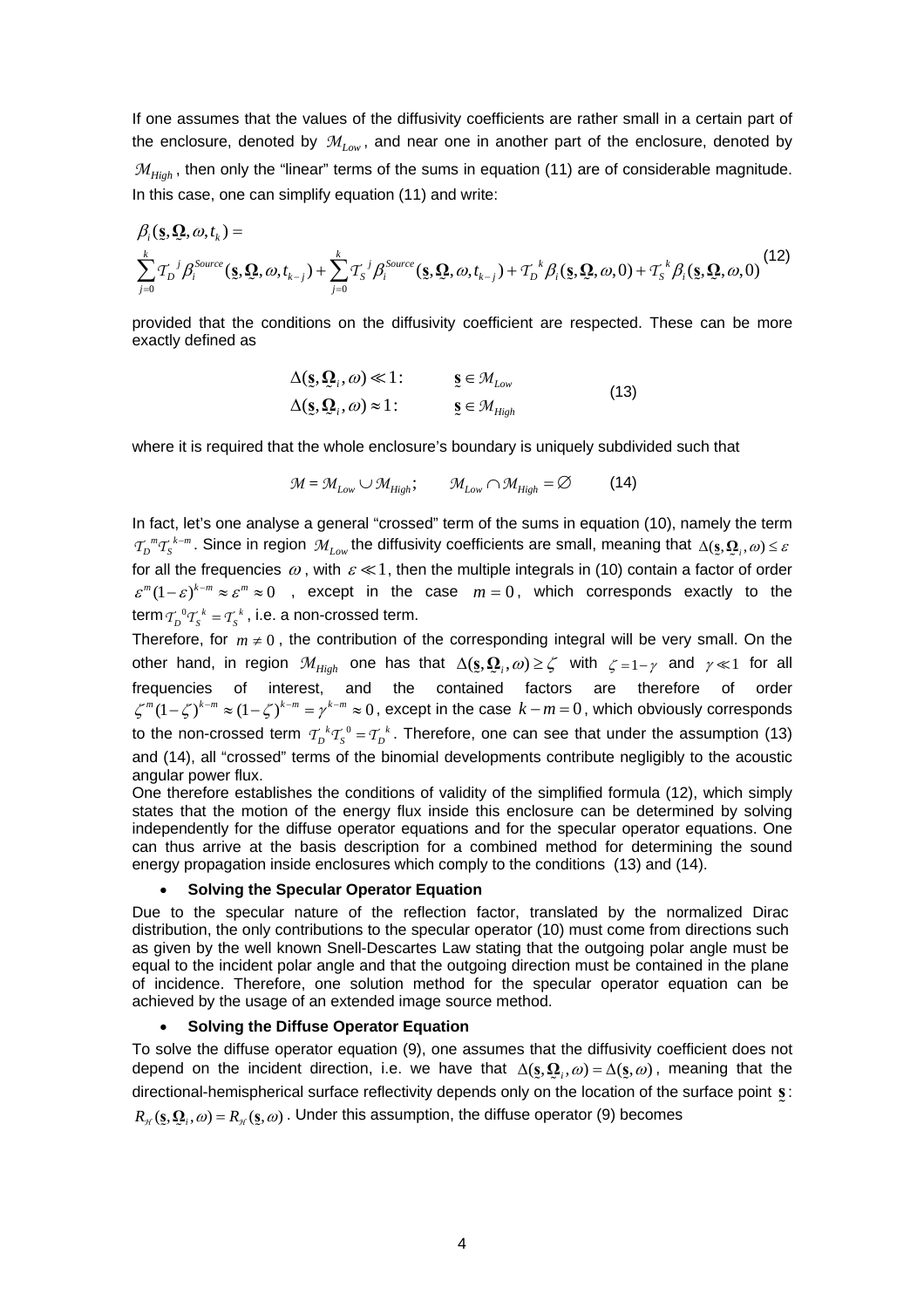If one assumes that the values of the diffusivity coefficients are rather small in a certain part of the enclosure, denoted by $\mathcal{M}_{Low}$, and near one in another part of the enclosure, denoted by $\mathcal{M}_{High}$, then only the "linear" terms of the sums in equation (11) are of considerable magnitude. In this case, one can simplify equation (11) and write:

$$\beta_i(\underset{\sim}{\mathbf{s}},\underset{\sim}{\mathbf{\Omega}},\omega,t_k) = \sum_{j=0}^{k} \mathcal{T}_D{}^j \beta_i^{Source}(\underset{\sim}{\mathbf{s}},\underset{\sim}{\mathbf{\Omega}},\omega,t_{k-j}) + \sum_{j=0}^{k} \mathcal{T}_S{}^j \beta_i^{Source}(\underset{\sim}{\mathbf{s}},\underset{\sim}{\mathbf{\Omega}},\omega,t_{k-j}) + \mathcal{T}_D{}^k \beta_i(\underset{\sim}{\mathbf{s}},\underset{\sim}{\mathbf{\Omega}},\omega,0) + \mathcal{T}_S{}^k \beta_i(\underset{\sim}{\mathbf{s}},\underset{\sim}{\mathbf{\Omega}},\omega,0) \tag{12}$$

provided that the conditions on the diffusivity coefficient are respected. These can be more exactly defined as

$$\begin{aligned} \Delta(\underset{\sim}{\mathbf{s}},\underset{\sim}{\mathbf{\Omega}}_i,\omega) \ll 1: \qquad & \underset{\sim}{\mathbf{s}} \in \mathcal{M}_{Low} \\ \Delta(\underset{\sim}{\mathbf{s}},\underset{\sim}{\mathbf{\Omega}}_i,\omega) \approx 1: \qquad & \underset{\sim}{\mathbf{s}} \in \mathcal{M}_{High} \end{aligned} \tag{13}$$

where it is required that the whole enclosure's boundary is uniquely subdivided such that

$$\mathcal{M} = \mathcal{M}_{Low} \cup \mathcal{M}_{High}; \qquad \mathcal{M}_{Low} \cap \mathcal{M}_{High} = \varnothing \tag{14}$$

In fact, let's one analyse a general "crossed" term of the sums in equation (10), namely the term $\mathcal{T}_D{}^m \mathcal{T}_S{}^{k-m}$. Since in region $\mathcal{M}_{Low}$ the diffusivity coefficients are small, meaning that $\Delta(\underset{\sim}{\mathbf{s}},\underset{\sim}{\mathbf{\Omega}}_i,\omega) \le \varepsilon$ for all the frequencies $\omega$, with $\varepsilon \ll 1$, then the multiple integrals in (10) contain a factor of order $\varepsilon^m (1-\varepsilon)^{k-m} \approx \varepsilon^m \approx 0$, except in the case $m = 0$, which corresponds exactly to the term $\mathcal{T}_D{}^0 \mathcal{T}_S{}^k = \mathcal{T}_S{}^k$, i.e. a non-crossed term.

Therefore, for $m \neq 0$, the contribution of the corresponding integral will be very small. On the other hand, in region $\mathcal{M}_{High}$ one has that $\Delta(\underset{\sim}{\mathbf{s}},\underset{\sim}{\mathbf{\Omega}}_i,\omega) \ge \zeta$ with $\zeta = 1-\gamma$ and $\gamma \ll 1$ for all frequencies of interest, and the contained factors are therefore of order $\zeta^m (1-\zeta)^{k-m} \approx (1-\zeta)^{k-m} = \gamma^{k-m} \approx 0$, except in the case $k-m=0$, which obviously corresponds to the non-crossed term $\mathcal{T}_D{}^k \mathcal{T}_S{}^0 = \mathcal{T}_D{}^k$. Therefore, one can see that under the assumption (13) and (14), all "crossed" terms of the binomial developments contribute negligibly to the acoustic angular power flux.

One therefore establishes the conditions of validity of the simplified formula (12), which simply states that the motion of the energy flux inside this enclosure can be determined by solving independently for the diffuse operator equations and for the specular operator equations. One can thus arrive at the basis description for a combined method for determining the sound energy propagation inside enclosures which comply to the conditions (13) and (14).

- **Solving the Specular Operator Equation**

Due to the specular nature of the reflection factor, translated by the normalized Dirac distribution, the only contributions to the specular operator (10) must come from directions such as given by the well known Snell-Descartes Law stating that the outgoing polar angle must be equal to the incident polar angle and that the outgoing direction must be contained in the plane of incidence. Therefore, one solution method for the specular operator equation can be achieved by the usage of an extended image source method.

- **Solving the Diffuse Operator Equation**

To solve the diffuse operator equation (9), one assumes that the diffusivity coefficient does not depend on the incident direction, i.e. we have that $\Delta(\underset{\sim}{\mathbf{s}},\underset{\sim}{\mathbf{\Omega}}_i,\omega) = \Delta(\underset{\sim}{\mathbf{s}},\omega)$, meaning that the directional-hemispherical surface reflectivity depends only on the location of the surface point $\underset{\sim}{\mathbf{s}}$: $R_{\mathcal{H}}(\underset{\sim}{\mathbf{s}},\underset{\sim}{\mathbf{\Omega}}_i,\omega) = R_{\mathcal{H}}(\underset{\sim}{\mathbf{s}},\omega)$. Under this assumption, the diffuse operator (9) becomes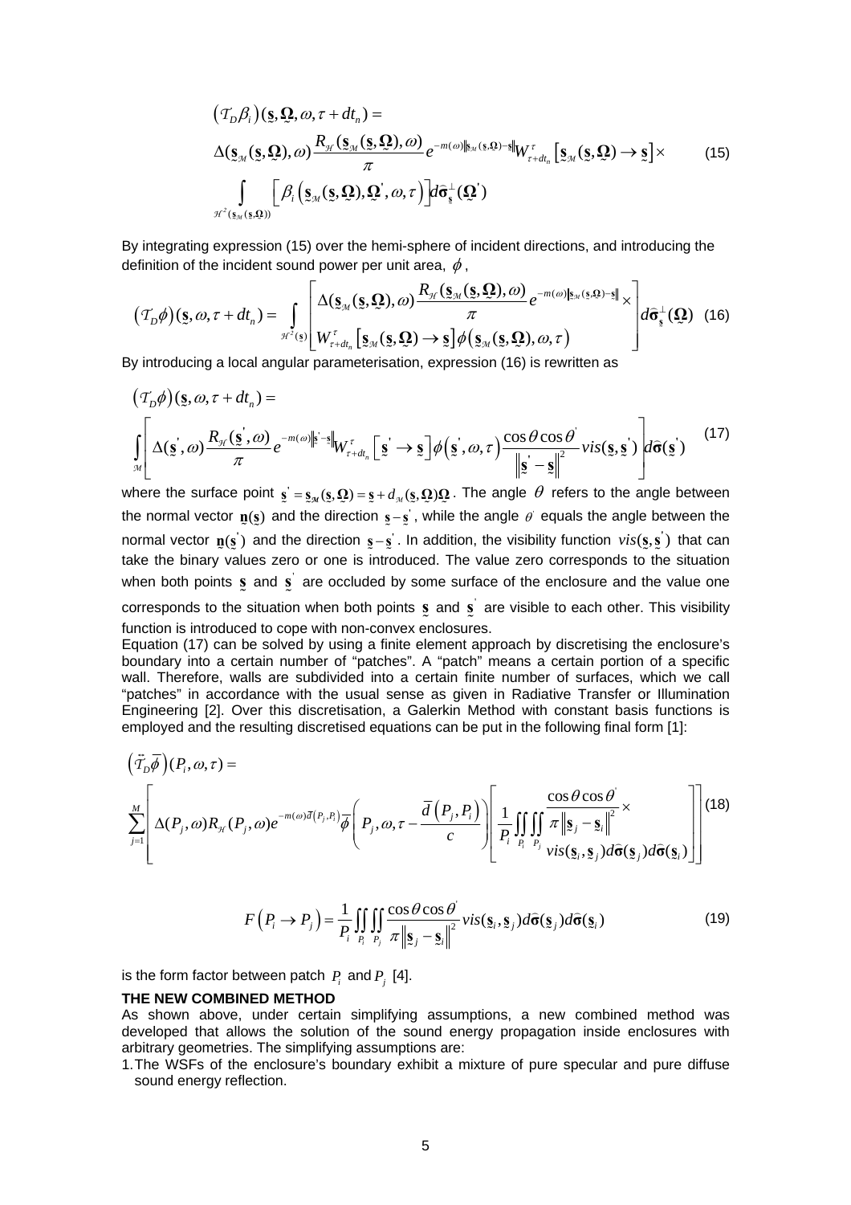$$
\begin{aligned}
&\left(\mathcal{T}_D\beta_i\right)(\underset{\sim}{\mathbf{s}},\underset{\sim}{\mathbf{\Omega}},\omega,\tau+dt_n)= \\
&\Delta(\underset{\sim}{\mathbf{s}}_{\mathcal{M}}(\underset{\sim}{\mathbf{s}},\underset{\sim}{\mathbf{\Omega}}),\omega)\frac{R_{\mathcal{H}}(\underset{\sim}{\mathbf{s}}_{\mathcal{M}}(\underset{\sim}{\mathbf{s}},\underset{\sim}{\mathbf{\Omega}}),\omega)}{\pi}e^{-m(\omega)\left\|\underset{\sim}{\mathbf{s}}_{\mathcal{M}}(\underset{\sim}{\mathbf{s}},\underset{\sim}{\mathbf{\Omega}})-\underset{\sim}{\mathbf{s}}\right\|}W^{\tau}_{\tau+dt_n}\left[\underset{\sim}{\mathbf{s}}_{\mathcal{M}}(\underset{\sim}{\mathbf{s}},\underset{\sim}{\mathbf{\Omega}})\rightarrow\underset{\sim}{\mathbf{s}}\right]\times \\
&\int_{\mathcal{H}^2(\underset{\sim}{\mathbf{s}}_{\mathcal{M}}(\underset{\sim}{\mathbf{s}},\underset{\sim}{\mathbf{\Omega}}))}\left[\beta_i\left(\underset{\sim}{\mathbf{s}}_{\mathcal{M}}(\underset{\sim}{\mathbf{s}},\underset{\sim}{\mathbf{\Omega}}),\underset{\sim}{\mathbf{\Omega}}',\omega,\tau\right)\right]d\widehat{\mathbf{\sigma}}^{\perp}_{\underset{\sim}{\mathbf{s}}}(\underset{\sim}{\mathbf{\Omega}}')
\end{aligned}
\tag{15}
$$

By integrating expression (15) over the hemi-sphere of incident directions, and introducing the definition of the incident sound power per unit area, $\phi$,

$$
\left(\mathcal{T}_D\phi\right)(\underset{\sim}{\mathbf{s}},\omega,\tau+dt_n)=\int_{\mathcal{H}^2(\underset{\sim}{\mathbf{s}})}\left[\begin{array}{l}\Delta(\underset{\sim}{\mathbf{s}}_{\mathcal{M}}(\underset{\sim}{\mathbf{s}},\underset{\sim}{\mathbf{\Omega}}),\omega)\dfrac{R_{\mathcal{H}}(\underset{\sim}{\mathbf{s}}_{\mathcal{M}}(\underset{\sim}{\mathbf{s}},\underset{\sim}{\mathbf{\Omega}}),\omega)}{\pi}e^{-m(\omega)\left\|\underset{\sim}{\mathbf{s}}_{\mathcal{M}}(\underset{\sim}{\mathbf{s}},\underset{\sim}{\mathbf{\Omega}})-\underset{\sim}{\mathbf{s}}\right\|}\times \\ W^{\tau}_{\tau+dt_n}\left[\underset{\sim}{\mathbf{s}}_{\mathcal{M}}(\underset{\sim}{\mathbf{s}},\underset{\sim}{\mathbf{\Omega}})\rightarrow\underset{\sim}{\mathbf{s}}\right]\phi\left(\underset{\sim}{\mathbf{s}}_{\mathcal{M}}(\underset{\sim}{\mathbf{s}},\underset{\sim}{\mathbf{\Omega}}),\omega,\tau\right)\end{array}\right]d\widehat{\mathbf{\sigma}}^{\perp}_{\underset{\sim}{\mathbf{s}}}(\underset{\sim}{\mathbf{\Omega}})
\tag{16}
$$

By introducing a local angular parameterisation, expression (16) is rewritten as

$$
\begin{aligned}
&\left(\mathcal{T}_D\phi\right)(\underset{\sim}{\mathbf{s}},\omega,\tau+dt_n)= \\
&\int_{\mathcal{M}}\left[\Delta(\underset{\sim}{\mathbf{s}}',\omega)\frac{R_{\mathcal{H}}(\underset{\sim}{\mathbf{s}}',\omega)}{\pi}e^{-m(\omega)\left\|\underset{\sim}{\mathbf{s}}'-\underset{\sim}{\mathbf{s}}\right\|}W^{\tau}_{\tau+dt_n}\left[\underset{\sim}{\mathbf{s}}'\rightarrow\underset{\sim}{\mathbf{s}}\right]\phi\left(\underset{\sim}{\mathbf{s}}',\omega,\tau\right)\frac{\cos\theta\cos\theta'}{\left\|\underset{\sim}{\mathbf{s}}'-\underset{\sim}{\mathbf{s}}\right\|^2}vis(\underset{\sim}{\mathbf{s}},\underset{\sim}{\mathbf{s}}')\right]d\widehat{\mathbf{\sigma}}(\underset{\sim}{\mathbf{s}}')
\end{aligned}
\tag{17}
$$

where the surface point $\underset{\sim}{\mathbf{s}}'=\underset{\sim}{\mathbf{s}}_{\mathcal{M}}(\underset{\sim}{\mathbf{s}},\underset{\sim}{\mathbf{\Omega}})=\underset{\sim}{\mathbf{s}}+d_{\mathcal{M}}(\underset{\sim}{\mathbf{s}},\underset{\sim}{\mathbf{\Omega}})\underset{\sim}{\mathbf{\Omega}}$. The angle $\theta$ refers to the angle between the normal vector $\underset{\sim}{\mathbf{n}}(\underset{\sim}{\mathbf{s}})$ and the direction $\underset{\sim}{\mathbf{s}}-\underset{\sim}{\mathbf{s}}'$, while the angle $\theta'$ equals the angle between the normal vector $\underset{\sim}{\mathbf{n}}(\underset{\sim}{\mathbf{s}}')$ and the direction $\underset{\sim}{\mathbf{s}}-\underset{\sim}{\mathbf{s}}'$. In addition, the visibility function $vis(\underset{\sim}{\mathbf{s}},\underset{\sim}{\mathbf{s}}')$ that can take the binary values zero or one is introduced. The value zero corresponds to the situation when both points $\underset{\sim}{\mathbf{s}}$ and $\underset{\sim}{\mathbf{s}}'$ are occluded by some surface of the enclosure and the value one corresponds to the situation when both points $\underset{\sim}{\mathbf{s}}$ and $\underset{\sim}{\mathbf{s}}'$ are visible to each other. This visibility function is introduced to cope with non-convex enclosures.

Equation (17) can be solved by using a finite element approach by discretising the enclosure's boundary into a certain number of "patches". A "patch" means a certain portion of a specific wall. Therefore, walls are subdivided into a certain finite number of surfaces, which we call "patches" in accordance with the usual sense as given in Radiative Transfer or Illumination Engineering [2]. Over this discretisation, a Galerkin Method with constant basis functions is employed and the resulting discretised equations can be put in the following final form [1]:

$$
\begin{aligned}
&\left(\vec{\mathcal{T}}_D\overline{\phi}\right)(P_i,\omega,\tau)= \\
&\sum_{j=1}^{M}\left[\Delta(P_j,\omega)R_{\mathcal{H}}(P_j,\omega)e^{-m(\omega)\overline{d}(P_j,P_i)}\overline{\phi}\left(P_j,\omega,\tau-\frac{\overline{d}\left(P_j,P_i\right)}{c}\right)\left[\frac{1}{P_i}\iint_{P_i}\iint_{P_j}\frac{\cos\theta\cos\theta'}{\pi\left\|\underset{\sim}{\mathbf{s}}_j-\underset{\sim}{\mathbf{s}}_i\right\|^2}\times vis(\underset{\sim}{\mathbf{s}}_i,\underset{\sim}{\mathbf{s}}_j)d\widehat{\mathbf{\sigma}}(\underset{\sim}{\mathbf{s}}_j)d\widehat{\mathbf{\sigma}}(\underset{\sim}{\mathbf{s}}_i)\right]\right]
\end{aligned}
\tag{18}
$$

$$
F\left(P_i\rightarrow P_j\right)=\frac{1}{P_i}\iint_{P_i}\iint_{P_j}\frac{\cos\theta\cos\theta'}{\pi\left\|\underset{\sim}{\mathbf{s}}_j-\underset{\sim}{\mathbf{s}}_i\right\|^2}vis(\underset{\sim}{\mathbf{s}}_i,\underset{\sim}{\mathbf{s}}_j)d\widehat{\mathbf{\sigma}}(\underset{\sim}{\mathbf{s}}_j)d\widehat{\mathbf{\sigma}}(\underset{\sim}{\mathbf{s}}_i)
\tag{19}
$$

is the form factor between patch $P_i$ and $P_j$ [4].

## THE NEW COMBINED METHOD

As shown above, under certain simplifying assumptions, a new combined method was developed that allows the solution of the sound energy propagation inside enclosures with arbitrary geometries. The simplifying assumptions are:

1. The WSFs of the enclosure's boundary exhibit a mixture of pure specular and pure diffuse sound energy reflection.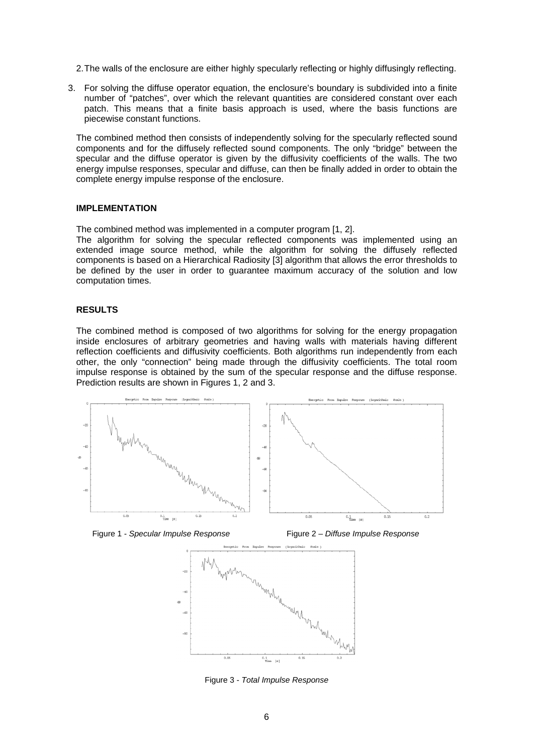2. The walls of the enclosure are either highly specularly reflecting or highly diffusingly reflecting.

3. For solving the diffuse operator equation, the enclosure's boundary is subdivided into a finite number of "patches", over which the relevant quantities are considered constant over each patch. This means that a finite basis approach is used, where the basis functions are piecewise constant functions.

The combined method then consists of independently solving for the specularly reflected sound components and for the diffusely reflected sound components. The only "bridge" between the specular and the diffuse operator is given by the diffusivity coefficients of the walls. The two energy impulse responses, specular and diffuse, can then be finally added in order to obtain the complete energy impulse response of the enclosure.

## IMPLEMENTATION

The combined method was implemented in a computer program [1, 2].
The algorithm for solving the specular reflected components was implemented using an extended image source method, while the algorithm for solving the diffusely reflected components is based on a Hierarchical Radiosity [3] algorithm that allows the error thresholds to be defined by the user in order to guarantee maximum accuracy of the solution and low computation times.

## RESULTS

The combined method is composed of two algorithms for solving for the energy propagation inside enclosures of arbitrary geometries and having walls with materials having different reflection coefficients and diffusivity coefficients. Both algorithms run independently from each other, the only "connection" being made through the diffusivity coefficients. The total room impulse response is obtained by the sum of the specular response and the diffuse response. Prediction results are shown in Figures 1, 2 and 3.

Figure 1 - *Specular Impulse Response*

Figure 2 – *Diffuse Impulse Response*

Figure 3 - *Total Impulse Response*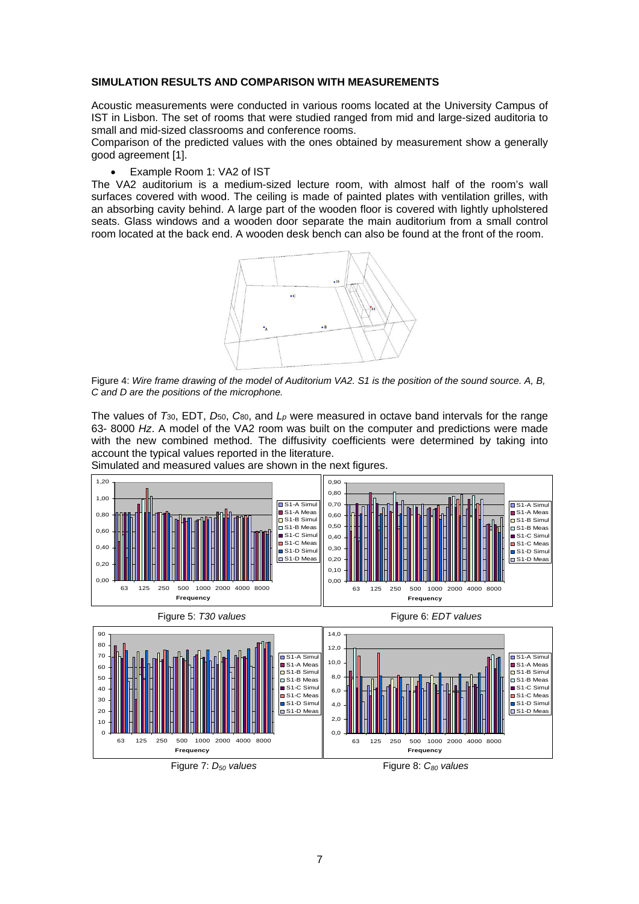**SIMULATION RESULTS AND COMPARISON WITH MEASUREMENTS**

Acoustic measurements were conducted in various rooms located at the University Campus of IST in Lisbon. The set of rooms that were studied ranged from mid and large-sized auditoria to small and mid-sized classrooms and conference rooms.

Comparison of the predicted values with the ones obtained by measurement show a generally good agreement [1].

- Example Room 1: VA2 of IST

The VA2 auditorium is a medium-sized lecture room, with almost half of the room's wall surfaces covered with wood. The ceiling is made of painted plates with ventilation grilles, with an absorbing cavity behind. A large part of the wooden floor is covered with lightly upholstered seats. Glass windows and a wooden door separate the main auditorium from a small control room located at the back end. A wooden desk bench can also be found at the front of the room.

Figure 4: *Wire frame drawing of the model of Auditorium VA2. S1 is the position of the sound source. A, B, C and D are the positions of the microphone.*

The values of $T_{30}$, EDT, $D_{50}$, $C_{80}$, and $L_p$ were measured in octave band intervals for the range 63- 8000 *Hz*. A model of the VA2 room was built on the computer and predictions were made with the new combined method. The diffusivity coefficients were determined by taking into account the typical values reported in the literature.

Simulated and measured values are shown in the next figures.

Figure 5: *T30 values*

Figure 6: *EDT values*

Figure 7: *$D_{50}$ values*

Figure 8: *$C_{80}$ values*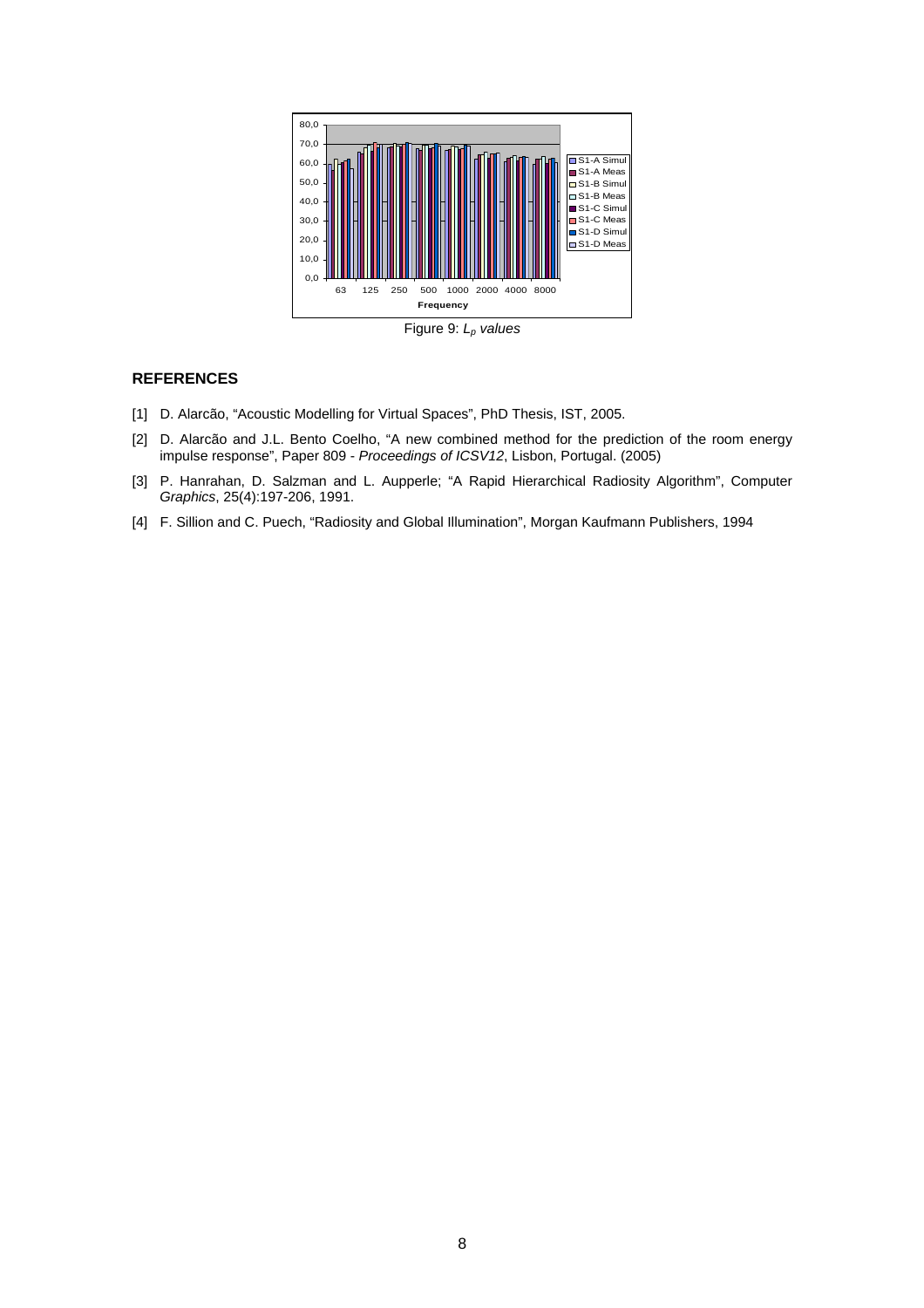80,0
70,0
60,0
50,0
40,0
30,0
20,0
10,0
0,0

63 125 250 500 1000 2000 4000 8000

Frequency

S1-A Simul
S1-A Meas
S1-B Simul
S1-B Meas
S1-C Simul
S1-C Meas
S1-D Simul
S1-D Meas

Figure 9: $L_p$ *values*

## REFERENCES

[1] D. Alarcão, "Acoustic Modelling for Virtual Spaces", PhD Thesis, IST, 2005.

[2] D. Alarcão and J.L. Bento Coelho, "A new combined method for the prediction of the room energy impulse response", Paper 809 - *Proceedings of ICSV12*, Lisbon, Portugal. (2005)

[3] P. Hanrahan, D. Salzman and L. Aupperle; "A Rapid Hierarchical Radiosity Algorithm", Computer *Graphics*, 25(4):197-206, 1991.

[4] F. Sillion and C. Puech, "Radiosity and Global Illumination", Morgan Kaufmann Publishers, 1994